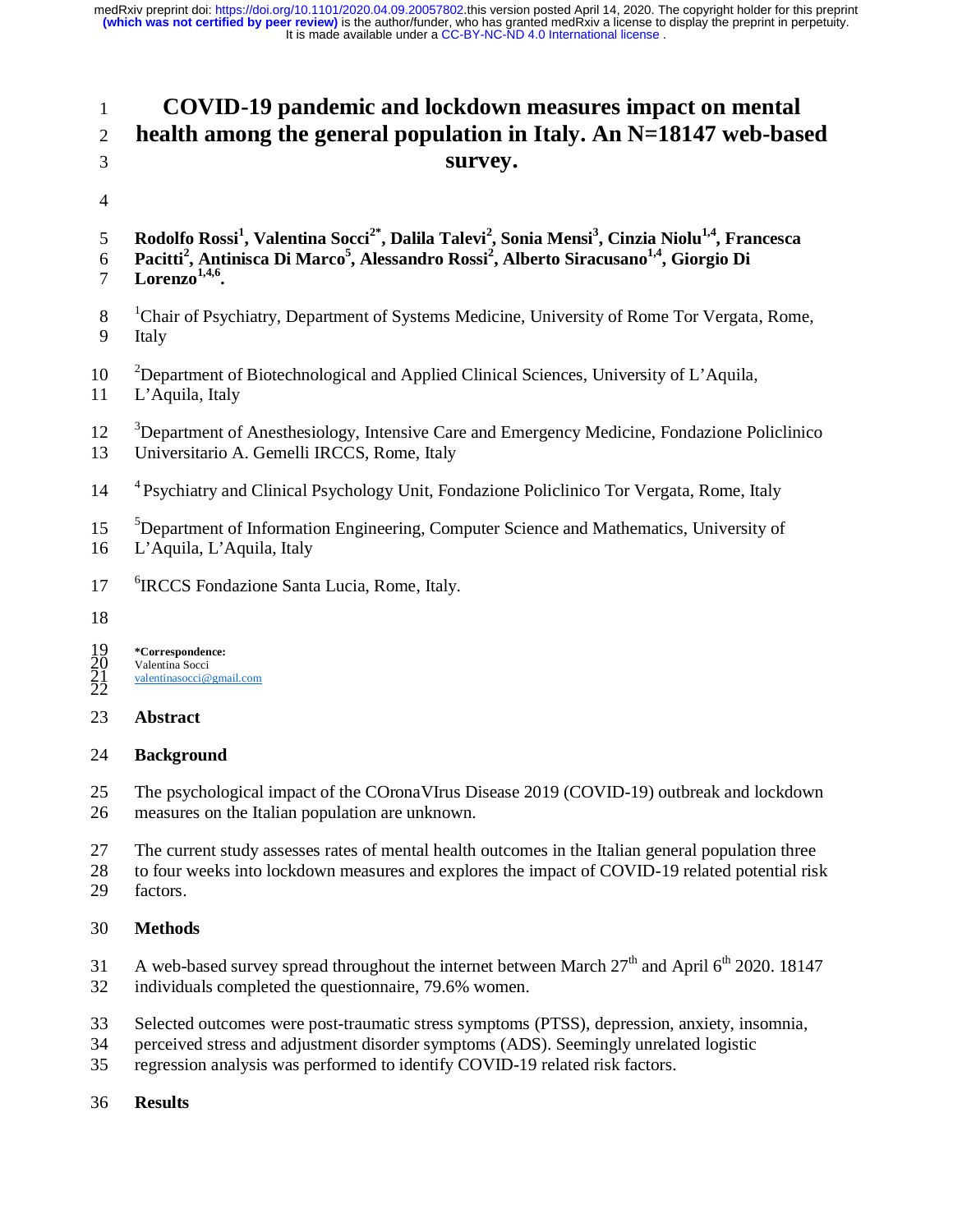# COVID-19 pandemic and lockdown measures impact on mental health among the general population in Italy. An N=18147 web-based survey.

**Rodolfo Rossi[1], Valentina Socci[2*], Dalila Talevi[2], Sonia Mensi[3], Cinzia Niolu[1,4], Francesca Pacitti[2], Antinisca Di Marco[5], Alessandro Rossi[2], Alberto Siracusano[1,4], Giorgio Di Lorenzo[1,4,6].**

[1]Chair of Psychiatry, Department of Systems Medicine, University of Rome Tor Vergata, Rome, Italy

[2]Department of Biotechnological and Applied Clinical Sciences, University of L'Aquila, L'Aquila, Italy

[3]Department of Anesthesiology, Intensive Care and Emergency Medicine, Fondazione Policlinico Universitario A. Gemelli IRCCS, Rome, Italy

[4] Psychiatry and Clinical Psychology Unit, Fondazione Policlinico Tor Vergata, Rome, Italy

[5]Department of Information Engineering, Computer Science and Mathematics, University of L'Aquila, L'Aquila, Italy

[6]IRCCS Fondazione Santa Lucia, Rome, Italy.

**\*Correspondence:**
Valentina Socci
valentinasocci@gmail.com

## Abstract

### Background

The psychological impact of the COronaVIrus Disease 2019 (COVID-19) outbreak and lockdown measures on the Italian population are unknown.

The current study assesses rates of mental health outcomes in the Italian general population three to four weeks into lockdown measures and explores the impact of COVID-19 related potential risk factors.

### Methods

A web-based survey spread throughout the internet between March 27[th] and April 6[th] 2020. 18147 individuals completed the questionnaire, 79.6% women.

Selected outcomes were post-traumatic stress symptoms (PTSS), depression, anxiety, insomnia, perceived stress and adjustment disorder symptoms (ADS). Seemingly unrelated logistic regression analysis was performed to identify COVID-19 related risk factors.

### Results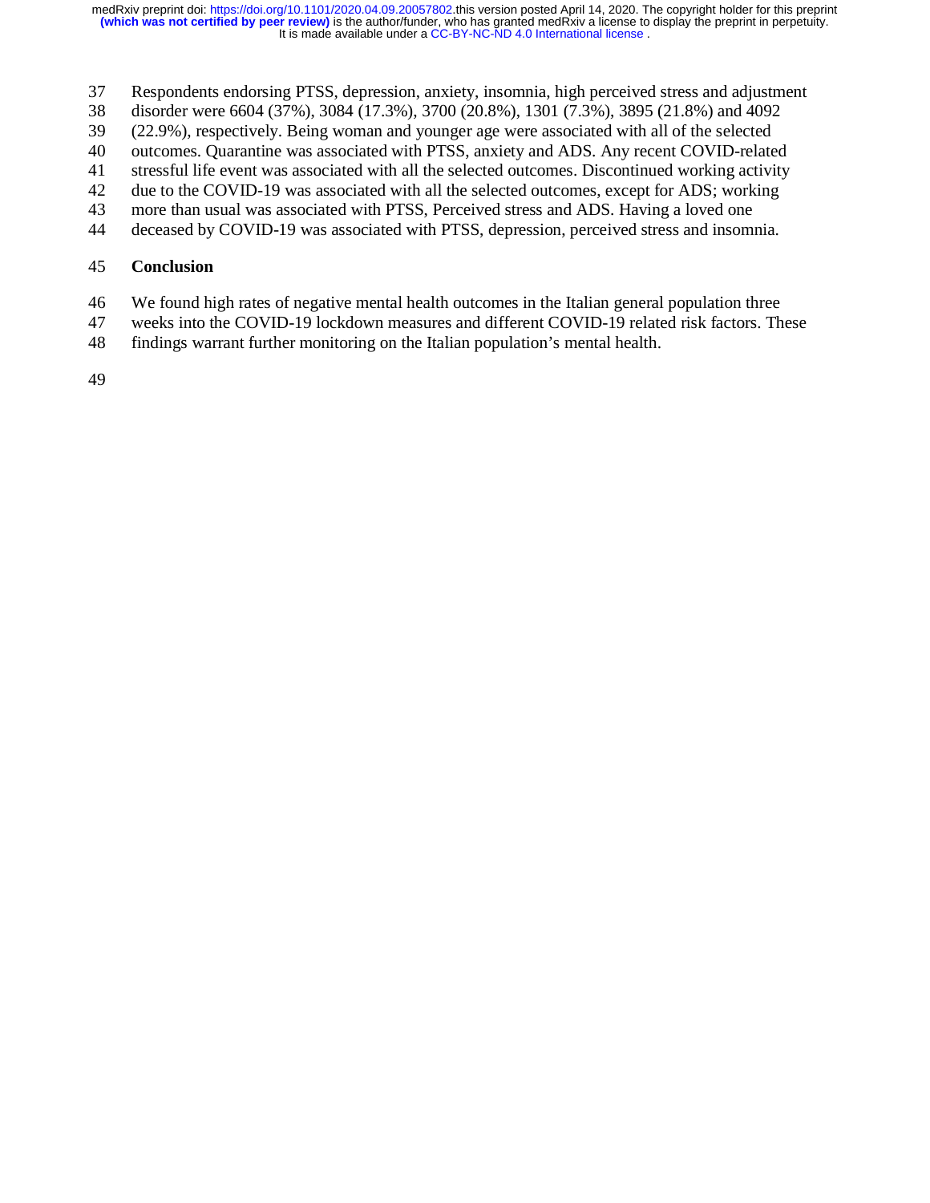Respondents endorsing PTSS, depression, anxiety, insomnia, high perceived stress and adjustment disorder were 6604 (37%), 3084 (17.3%), 3700 (20.8%), 1301 (7.3%), 3895 (21.8%) and 4092 (22.9%), respectively. Being woman and younger age were associated with all of the selected outcomes. Quarantine was associated with PTSS, anxiety and ADS. Any recent COVID-related stressful life event was associated with all the selected outcomes. Discontinued working activity due to the COVID-19 was associated with all the selected outcomes, except for ADS; working more than usual was associated with PTSS, Perceived stress and ADS. Having a loved one deceased by COVID-19 was associated with PTSS, depression, perceived stress and insomnia.

## Conclusion

We found high rates of negative mental health outcomes in the Italian general population three weeks into the COVID-19 lockdown measures and different COVID-19 related risk factors. These findings warrant further monitoring on the Italian population's mental health.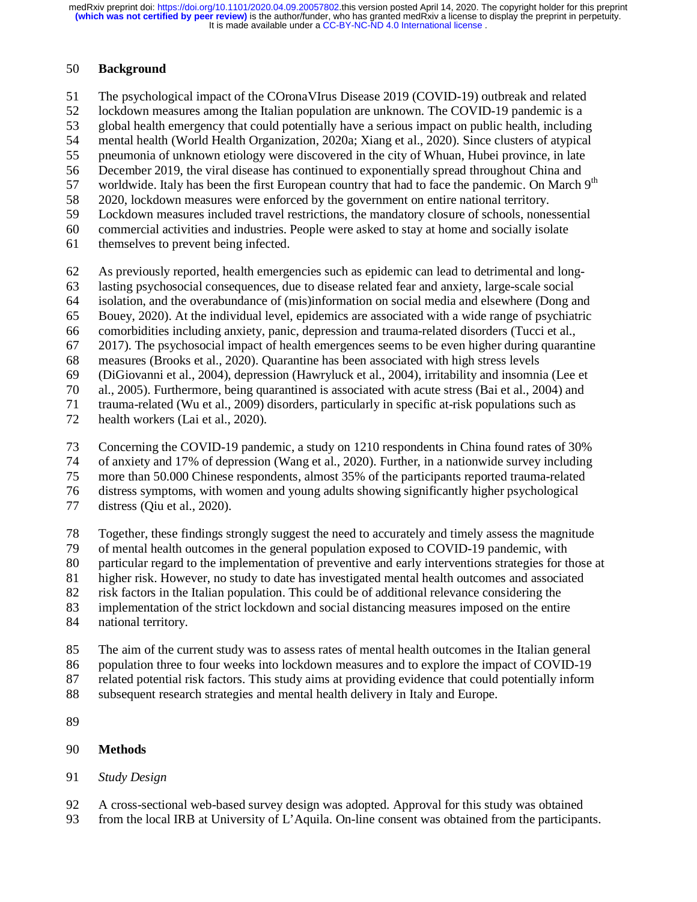## Background

The psychological impact of the COronaVIrus Disease 2019 (COVID-19) outbreak and related lockdown measures among the Italian population are unknown. The COVID-19 pandemic is a global health emergency that could potentially have a serious impact on public health, including mental health (World Health Organization, 2020a; Xiang et al., 2020). Since clusters of atypical pneumonia of unknown etiology were discovered in the city of Whuan, Hubei province, in late December 2019, the viral disease has continued to exponentially spread throughout China and worldwide. Italy has been the first European country that had to face the pandemic. On March 9th 2020, lockdown measures were enforced by the government on entire national territory. Lockdown measures included travel restrictions, the mandatory closure of schools, nonessential commercial activities and industries. People were asked to stay at home and socially isolate themselves to prevent being infected.

As previously reported, health emergencies such as epidemic can lead to detrimental and long-lasting psychosocial consequences, due to disease related fear and anxiety, large-scale social isolation, and the overabundance of (mis)information on social media and elsewhere (Dong and Bouey, 2020). At the individual level, epidemics are associated with a wide range of psychiatric comorbidities including anxiety, panic, depression and trauma-related disorders (Tucci et al., 2017). The psychosocial impact of health emergences seems to be even higher during quarantine measures (Brooks et al., 2020). Quarantine has been associated with high stress levels (DiGiovanni et al., 2004), depression (Hawryluck et al., 2004), irritability and insomnia (Lee et al., 2005). Furthermore, being quarantined is associated with acute stress (Bai et al., 2004) and trauma-related (Wu et al., 2009) disorders, particularly in specific at-risk populations such as health workers (Lai et al., 2020).

Concerning the COVID-19 pandemic, a study on 1210 respondents in China found rates of 30% of anxiety and 17% of depression (Wang et al., 2020). Further, in a nationwide survey including more than 50.000 Chinese respondents, almost 35% of the participants reported trauma-related distress symptoms, with women and young adults showing significantly higher psychological distress (Qiu et al., 2020).

Together, these findings strongly suggest the need to accurately and timely assess the magnitude of mental health outcomes in the general population exposed to COVID-19 pandemic, with particular regard to the implementation of preventive and early interventions strategies for those at higher risk. However, no study to date has investigated mental health outcomes and associated risk factors in the Italian population. This could be of additional relevance considering the implementation of the strict lockdown and social distancing measures imposed on the entire national territory.

The aim of the current study was to assess rates of mental health outcomes in the Italian general population three to four weeks into lockdown measures and to explore the impact of COVID-19 related potential risk factors. This study aims at providing evidence that could potentially inform subsequent research strategies and mental health delivery in Italy and Europe.

## Methods

### *Study Design*

A cross-sectional web-based survey design was adopted. Approval for this study was obtained from the local IRB at University of L'Aquila. On-line consent was obtained from the participants.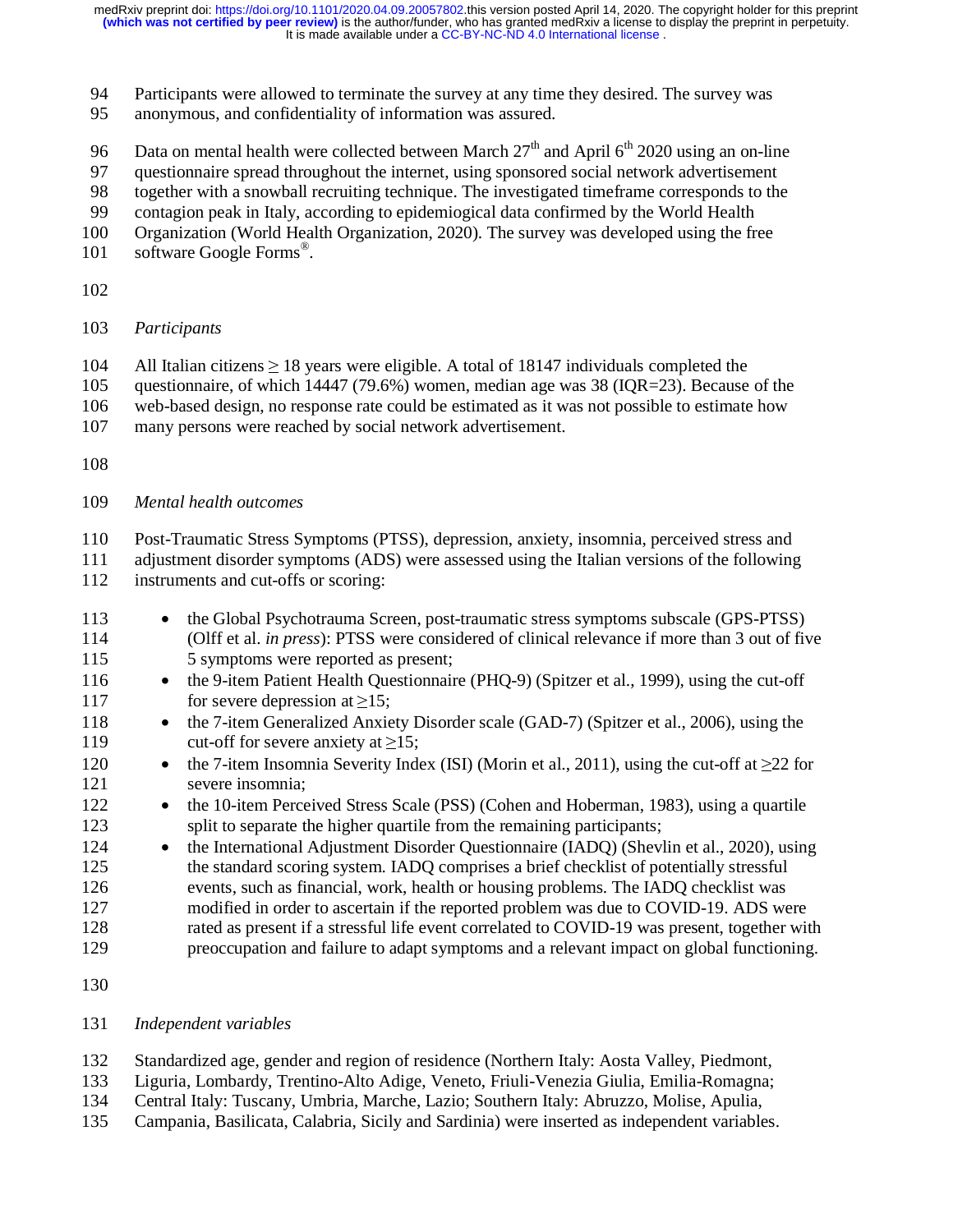Participants were allowed to terminate the survey at any time they desired. The survey was anonymous, and confidentiality of information was assured.

Data on mental health were collected between March 27th and April 6th 2020 using an on-line questionnaire spread throughout the internet, using sponsored social network advertisement together with a snowball recruiting technique. The investigated timeframe corresponds to the contagion peak in Italy, according to epidemiogical data confirmed by the World Health Organization (World Health Organization, 2020). The survey was developed using the free software Google Forms®.

*Participants*

All Italian citizens ≥ 18 years were eligible. A total of 18147 individuals completed the questionnaire, of which 14447 (79.6%) women, median age was 38 (IQR=23). Because of the web-based design, no response rate could be estimated as it was not possible to estimate how many persons were reached by social network advertisement.

*Mental health outcomes*

Post-Traumatic Stress Symptoms (PTSS), depression, anxiety, insomnia, perceived stress and adjustment disorder symptoms (ADS) were assessed using the Italian versions of the following instruments and cut-offs or scoring:

- the Global Psychotrauma Screen, post-traumatic stress symptoms subscale (GPS-PTSS) (Olff et al. *in press*): PTSS were considered of clinical relevance if more than 3 out of five 5 symptoms were reported as present;
- the 9-item Patient Health Questionnaire (PHQ-9) (Spitzer et al., 1999), using the cut-off for severe depression at ≥15;
- the 7-item Generalized Anxiety Disorder scale (GAD-7) (Spitzer et al., 2006), using the cut-off for severe anxiety at ≥15;
- the 7-item Insomnia Severity Index (ISI) (Morin et al., 2011), using the cut-off at ≥22 for severe insomnia;
- the 10-item Perceived Stress Scale (PSS) (Cohen and Hoberman, 1983), using a quartile split to separate the higher quartile from the remaining participants;
- the International Adjustment Disorder Questionnaire (IADQ) (Shevlin et al., 2020), using the standard scoring system. IADQ comprises a brief checklist of potentially stressful events, such as financial, work, health or housing problems. The IADQ checklist was modified in order to ascertain if the reported problem was due to COVID-19. ADS were rated as present if a stressful life event correlated to COVID-19 was present, together with preoccupation and failure to adapt symptoms and a relevant impact on global functioning.

*Independent variables*

Standardized age, gender and region of residence (Northern Italy: Aosta Valley, Piedmont, Liguria, Lombardy, Trentino-Alto Adige, Veneto, Friuli-Venezia Giulia, Emilia-Romagna; Central Italy: Tuscany, Umbria, Marche, Lazio; Southern Italy: Abruzzo, Molise, Apulia, Campania, Basilicata, Calabria, Sicily and Sardinia) were inserted as independent variables.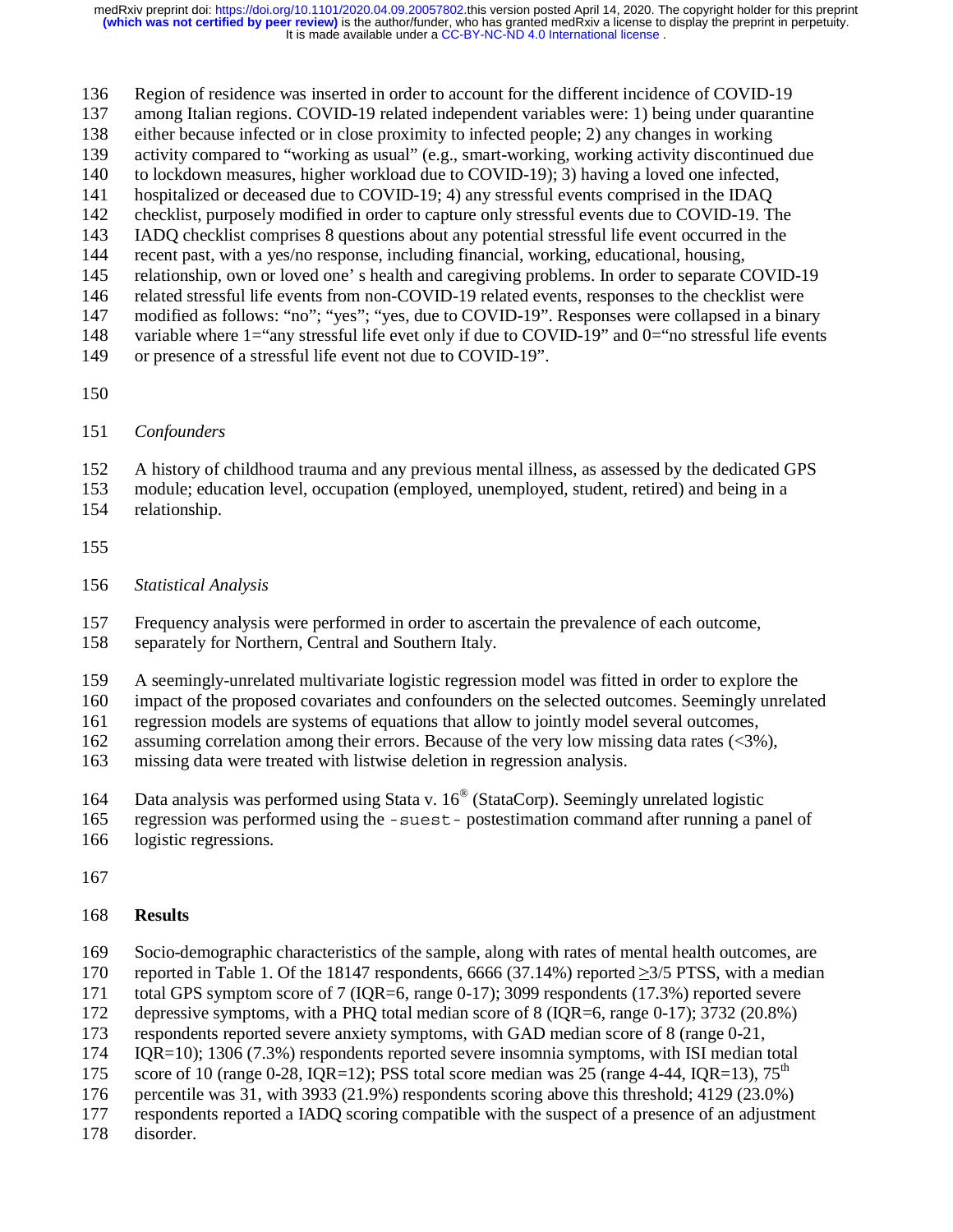Region of residence was inserted in order to account for the different incidence of COVID-19 among Italian regions. COVID-19 related independent variables were: 1) being under quarantine either because infected or in close proximity to infected people; 2) any changes in working activity compared to "working as usual" (e.g., smart-working, working activity discontinued due to lockdown measures, higher workload due to COVID-19); 3) having a loved one infected, hospitalized or deceased due to COVID-19; 4) any stressful events comprised in the IDAQ checklist, purposely modified in order to capture only stressful events due to COVID-19. The IADQ checklist comprises 8 questions about any potential stressful life event occurred in the recent past, with a yes/no response, including financial, working, educational, housing, relationship, own or loved one' s health and caregiving problems. In order to separate COVID-19 related stressful life events from non-COVID-19 related events, responses to the checklist were modified as follows: "no"; "yes"; "yes, due to COVID-19". Responses were collapsed in a binary variable where 1="any stressful life evet only if due to COVID-19" and 0="no stressful life events or presence of a stressful life event not due to COVID-19".

*Confounders*

A history of childhood trauma and any previous mental illness, as assessed by the dedicated GPS module; education level, occupation (employed, unemployed, student, retired) and being in a relationship.

*Statistical Analysis*

Frequency analysis were performed in order to ascertain the prevalence of each outcome, separately for Northern, Central and Southern Italy.

A seemingly-unrelated multivariate logistic regression model was fitted in order to explore the impact of the proposed covariates and confounders on the selected outcomes. Seemingly unrelated regression models are systems of equations that allow to jointly model several outcomes, assuming correlation among their errors. Because of the very low missing data rates (<3%), missing data were treated with listwise deletion in regression analysis.

Data analysis was performed using Stata v. 16® (StataCorp). Seemingly unrelated logistic regression was performed using the `-suest-` postestimation command after running a panel of logistic regressions.

## Results

Socio-demographic characteristics of the sample, along with rates of mental health outcomes, are reported in Table 1. Of the 18147 respondents, 6666 (37.14%) reported ≥3/5 PTSS, with a median total GPS symptom score of 7 (IQR=6, range 0-17); 3099 respondents (17.3%) reported severe depressive symptoms, with a PHQ total median score of 8 (IQR=6, range 0-17); 3732 (20.8%) respondents reported severe anxiety symptoms, with GAD median score of 8 (range 0-21, IQR=10); 1306 (7.3%) respondents reported severe insomnia symptoms, with ISI median total score of 10 (range 0-28, IQR=12); PSS total score median was 25 (range 4-44, IQR=13), 75$^{th}$ percentile was 31, with 3933 (21.9%) respondents scoring above this threshold; 4129 (23.0%) respondents reported a IADQ scoring compatible with the suspect of a presence of an adjustment disorder.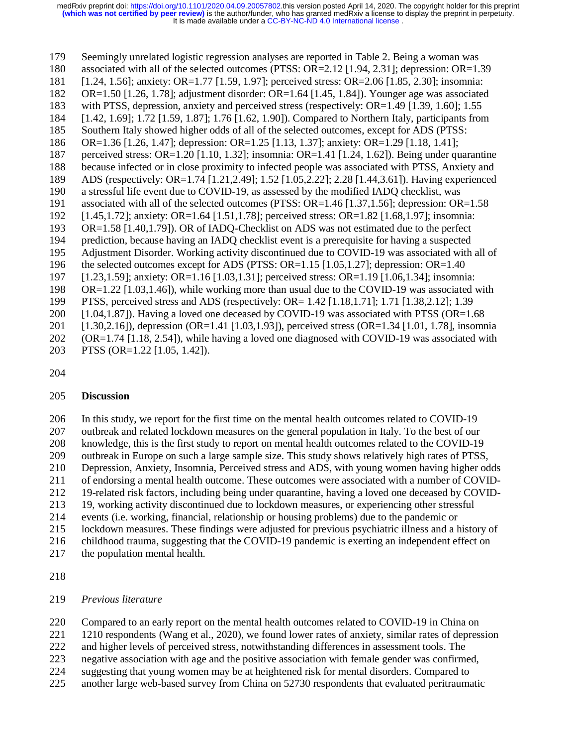Seemingly unrelated logistic regression analyses are reported in Table 2. Being a woman was associated with all of the selected outcomes (PTSS: OR=2.12 [1.94, 2.31]; depression: OR=1.39 [1.24, 1.56]; anxiety: OR=1.77 [1.59, 1.97]; perceived stress: OR=2.06 [1.85, 2.30]; insomnia: OR=1.50 [1.26, 1.78]; adjustment disorder: OR=1.64 [1.45, 1.84]). Younger age was associated with PTSS, depression, anxiety and perceived stress (respectively: OR=1.49 [1.39, 1.60]; 1.55 [1.42, 1.69]; 1.72 [1.59, 1.87]; 1.76 [1.62, 1.90]). Compared to Northern Italy, participants from Southern Italy showed higher odds of all of the selected outcomes, except for ADS (PTSS: OR=1.36 [1.26, 1.47]; depression: OR=1.25 [1.13, 1.37]; anxiety: OR=1.29 [1.18, 1.41]; perceived stress: OR=1.20 [1.10, 1.32]; insomnia: OR=1.41 [1.24, 1.62]). Being under quarantine because infected or in close proximity to infected people was associated with PTSS, Anxiety and ADS (respectively: OR=1.74 [1.21,2.49]; 1.52 [1.05,2.22]; 2.28 [1.44,3.61]). Having experienced a stressful life event due to COVID-19, as assessed by the modified IADQ checklist, was associated with all of the selected outcomes (PTSS: OR=1.46 [1.37,1.56]; depression: OR=1.58 [1.45,1.72]; anxiety: OR=1.64 [1.51,1.78]; perceived stress: OR=1.82 [1.68,1.97]; insomnia: OR=1.58 [1.40,1.79]). OR of IADQ-Checklist on ADS was not estimated due to the perfect prediction, because having an IADQ checklist event is a prerequisite for having a suspected Adjustment Disorder. Working activity discontinued due to COVID-19 was associated with all of the selected outcomes except for ADS (PTSS: OR=1.15 [1.05,1.27]; depression: OR=1.40 [1.23,1.59]; anxiety: OR=1.16 [1.03,1.31]; perceived stress: OR=1.19 [1.06,1.34]; insomnia: OR=1.22 [1.03,1.46]), while working more than usual due to the COVID-19 was associated with PTSS, perceived stress and ADS (respectively: OR= 1.42 [1.18,1.71]; 1.71 [1.38,2.12]; 1.39 [1.04,1.87]). Having a loved one deceased by COVID-19 was associated with PTSS (OR=1.68 [1.30,2.16]), depression (OR=1.41 [1.03,1.93]), perceived stress (OR=1.34 [1.01, 1.78], insomnia (OR=1.74 [1.18, 2.54]), while having a loved one diagnosed with COVID-19 was associated with PTSS (OR=1.22 [1.05, 1.42]).

## Discussion

In this study, we report for the first time on the mental health outcomes related to COVID-19 outbreak and related lockdown measures on the general population in Italy. To the best of our knowledge, this is the first study to report on mental health outcomes related to the COVID-19 outbreak in Europe on such a large sample size. This study shows relatively high rates of PTSS, Depression, Anxiety, Insomnia, Perceived stress and ADS, with young women having higher odds of endorsing a mental health outcome. These outcomes were associated with a number of COVID-19-related risk factors, including being under quarantine, having a loved one deceased by COVID-19, working activity discontinued due to lockdown measures, or experiencing other stressful events (i.e. working, financial, relationship or housing problems) due to the pandemic or lockdown measures. These findings were adjusted for previous psychiatric illness and a history of childhood trauma, suggesting that the COVID-19 pandemic is exerting an independent effect on the population mental health.

### *Previous literature*

Compared to an early report on the mental health outcomes related to COVID-19 in China on 1210 respondents (Wang et al., 2020), we found lower rates of anxiety, similar rates of depression and higher levels of perceived stress, notwithstanding differences in assessment tools. The negative association with age and the positive association with female gender was confirmed, suggesting that young women may be at heightened risk for mental disorders. Compared to another large web-based survey from China on 52730 respondents that evaluated peritraumatic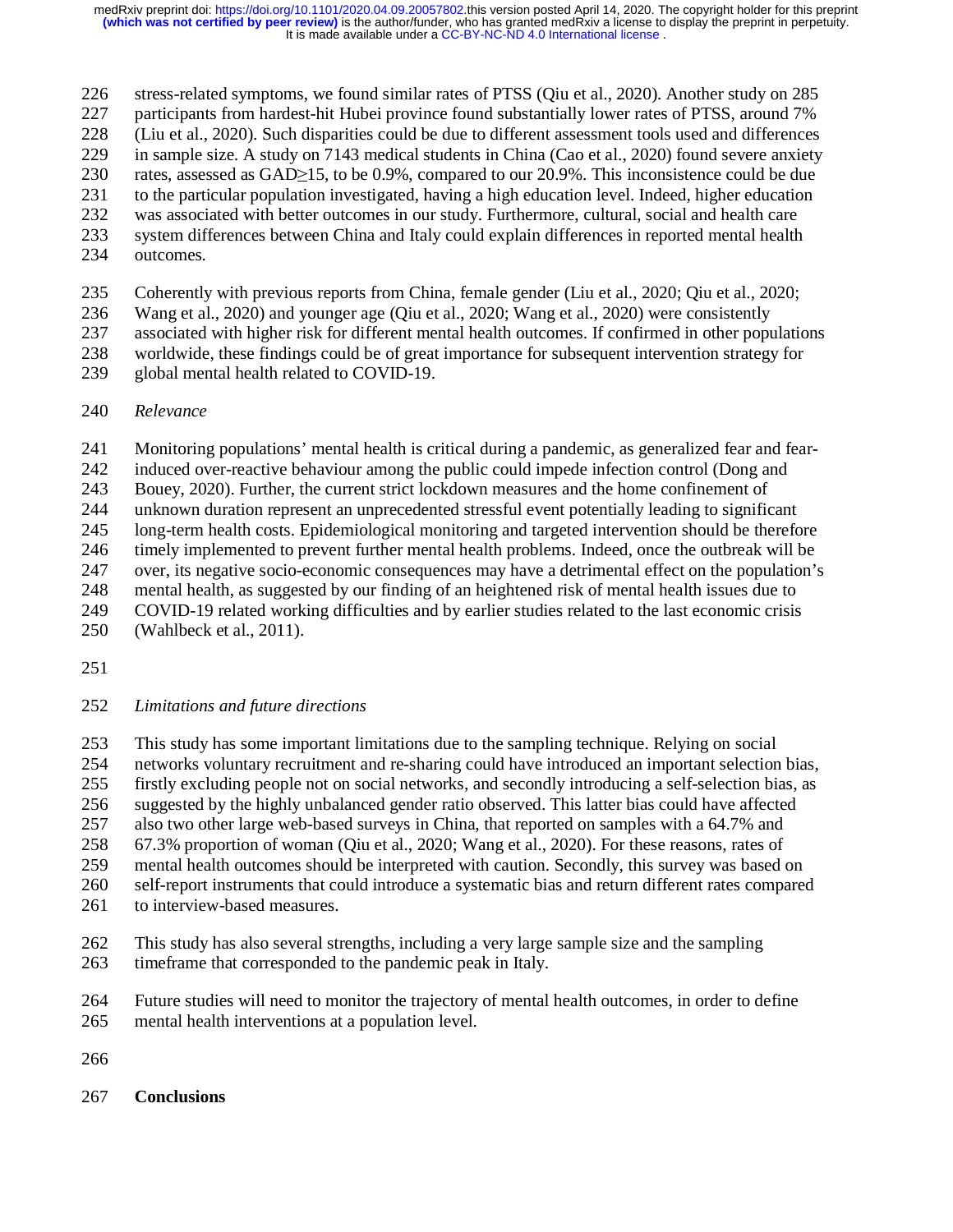stress-related symptoms, we found similar rates of PTSS (Qiu et al., 2020). Another study on 285 participants from hardest-hit Hubei province found substantially lower rates of PTSS, around 7% (Liu et al., 2020). Such disparities could be due to different assessment tools used and differences in sample size. A study on 7143 medical students in China (Cao et al., 2020) found severe anxiety rates, assessed as GAD≥15, to be 0.9%, compared to our 20.9%. This inconsistence could be due to the particular population investigated, having a high education level. Indeed, higher education was associated with better outcomes in our study. Furthermore, cultural, social and health care system differences between China and Italy could explain differences in reported mental health outcomes.

Coherently with previous reports from China, female gender (Liu et al., 2020; Qiu et al., 2020; Wang et al., 2020) and younger age (Qiu et al., 2020; Wang et al., 2020) were consistently associated with higher risk for different mental health outcomes. If confirmed in other populations worldwide, these findings could be of great importance for subsequent intervention strategy for global mental health related to COVID-19.

*Relevance*

Monitoring populations' mental health is critical during a pandemic, as generalized fear and fear-induced over-reactive behaviour among the public could impede infection control (Dong and Bouey, 2020). Further, the current strict lockdown measures and the home confinement of unknown duration represent an unprecedented stressful event potentially leading to significant long-term health costs. Epidemiological monitoring and targeted intervention should be therefore timely implemented to prevent further mental health problems. Indeed, once the outbreak will be over, its negative socio-economic consequences may have a detrimental effect on the population's mental health, as suggested by our finding of an heightened risk of mental health issues due to COVID-19 related working difficulties and by earlier studies related to the last economic crisis (Wahlbeck et al., 2011).

*Limitations and future directions*

This study has some important limitations due to the sampling technique. Relying on social networks voluntary recruitment and re-sharing could have introduced an important selection bias, firstly excluding people not on social networks, and secondly introducing a self-selection bias, as suggested by the highly unbalanced gender ratio observed. This latter bias could have affected also two other large web-based surveys in China, that reported on samples with a 64.7% and 67.3% proportion of woman (Qiu et al., 2020; Wang et al., 2020). For these reasons, rates of mental health outcomes should be interpreted with caution. Secondly, this survey was based on self-report instruments that could introduce a systematic bias and return different rates compared to interview-based measures.

This study has also several strengths, including a very large sample size and the sampling timeframe that corresponded to the pandemic peak in Italy.

Future studies will need to monitor the trajectory of mental health outcomes, in order to define mental health interventions at a population level.

**Conclusions**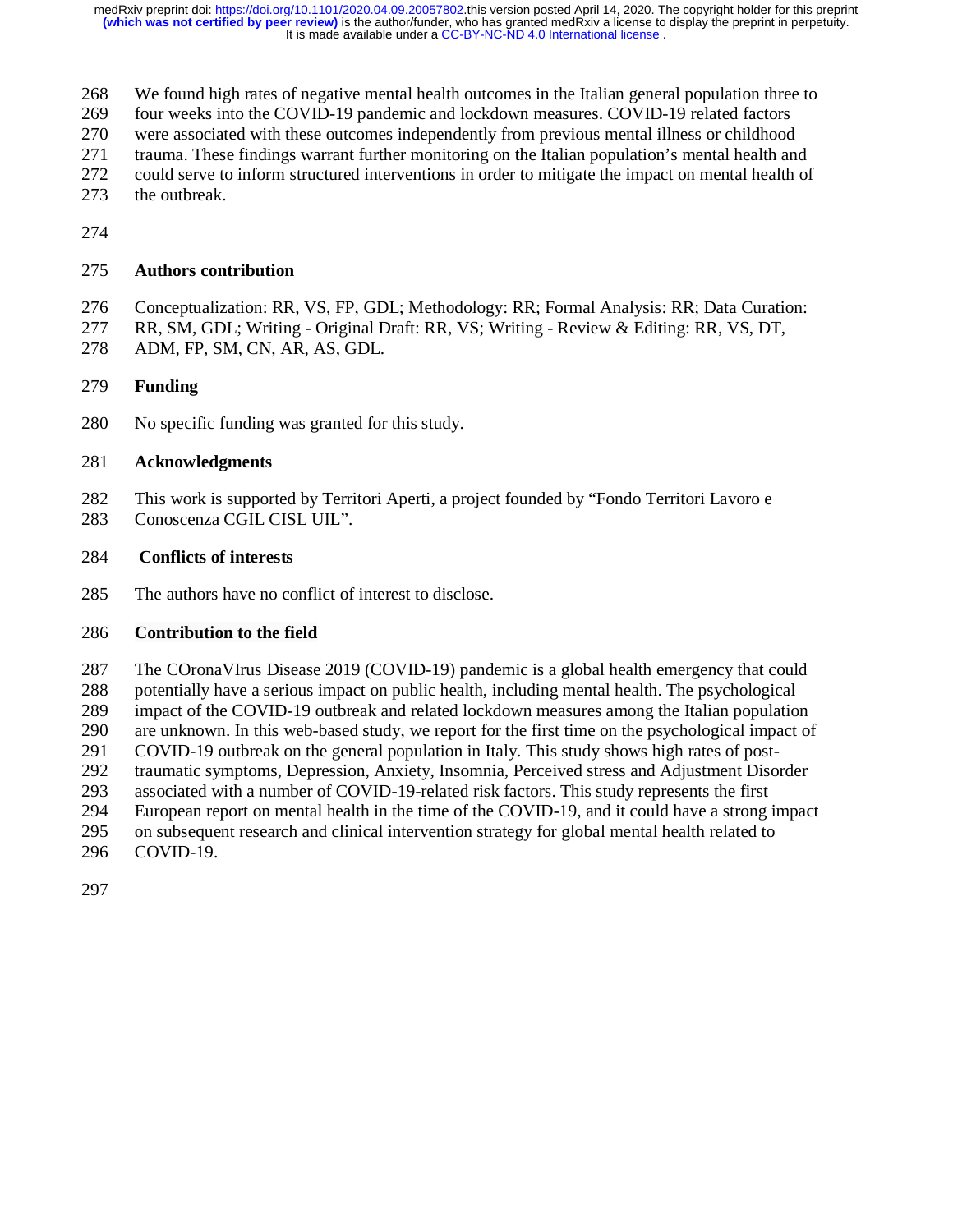We found high rates of negative mental health outcomes in the Italian general population three to four weeks into the COVID-19 pandemic and lockdown measures. COVID-19 related factors were associated with these outcomes independently from previous mental illness or childhood trauma. These findings warrant further monitoring on the Italian population's mental health and could serve to inform structured interventions in order to mitigate the impact on mental health of the outbreak.

## Authors contribution

Conceptualization: RR, VS, FP, GDL; Methodology: RR; Formal Analysis: RR; Data Curation: RR, SM, GDL; Writing - Original Draft: RR, VS; Writing - Review & Editing: RR, VS, DT, ADM, FP, SM, CN, AR, AS, GDL.

## Funding

No specific funding was granted for this study.

## Acknowledgments

This work is supported by Territori Aperti, a project founded by "Fondo Territori Lavoro e Conoscenza CGIL CISL UIL".

## Conflicts of interests

The authors have no conflict of interest to disclose.

## Contribution to the field

The COronaVIrus Disease 2019 (COVID-19) pandemic is a global health emergency that could potentially have a serious impact on public health, including mental health. The psychological impact of the COVID-19 outbreak and related lockdown measures among the Italian population are unknown. In this web-based study, we report for the first time on the psychological impact of COVID-19 outbreak on the general population in Italy. This study shows high rates of post-traumatic symptoms, Depression, Anxiety, Insomnia, Perceived stress and Adjustment Disorder associated with a number of COVID-19-related risk factors. This study represents the first European report on mental health in the time of the COVID-19, and it could have a strong impact on subsequent research and clinical intervention strategy for global mental health related to COVID-19.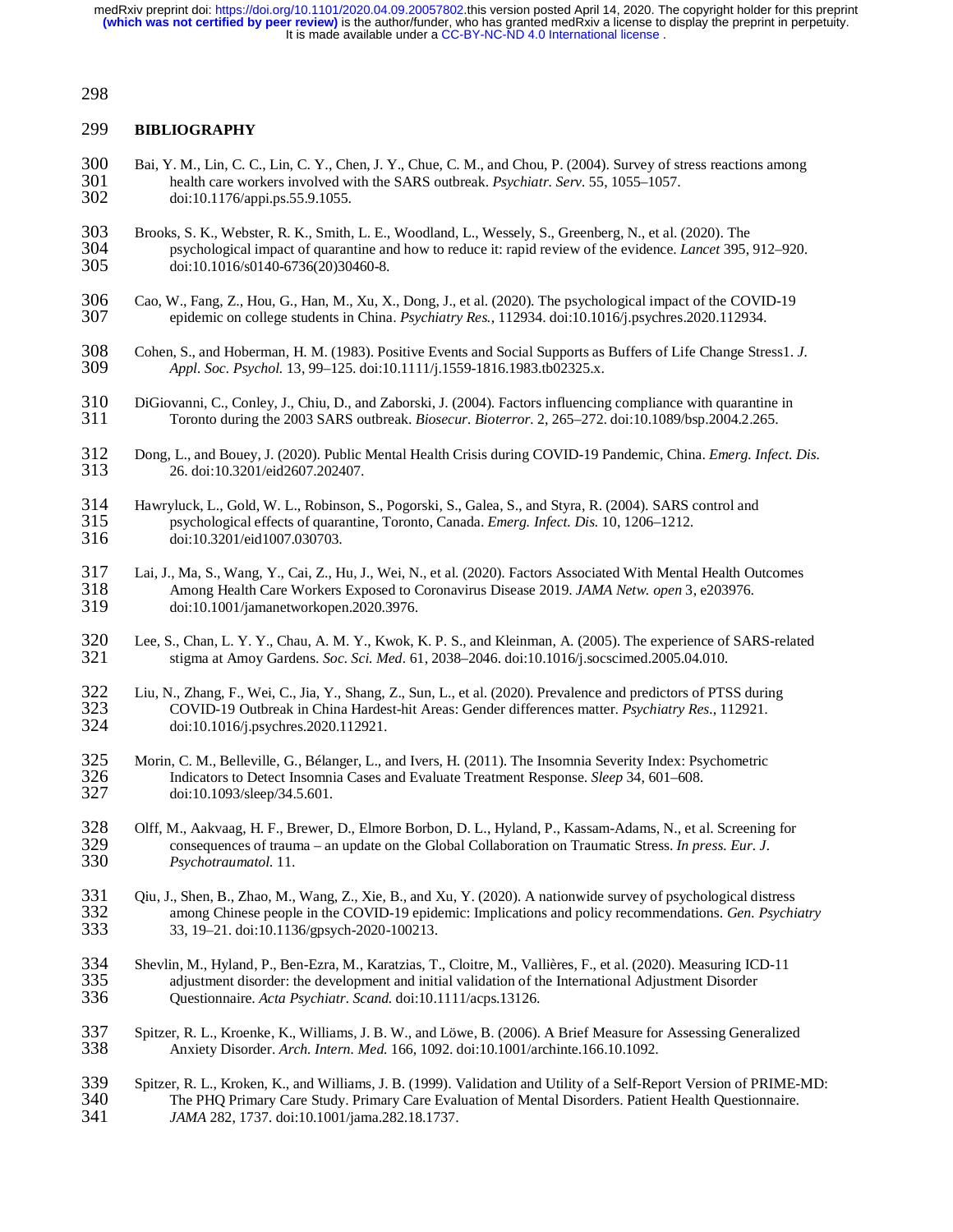## BIBLIOGRAPHY

Bai, Y. M., Lin, C. C., Lin, C. Y., Chen, J. Y., Chue, C. M., and Chou, P. (2004). Survey of stress reactions among health care workers involved with the SARS outbreak. *Psychiatr. Serv.* 55, 1055–1057. doi:10.1176/appi.ps.55.9.1055.

Brooks, S. K., Webster, R. K., Smith, L. E., Woodland, L., Wessely, S., Greenberg, N., et al. (2020). The psychological impact of quarantine and how to reduce it: rapid review of the evidence. *Lancet* 395, 912–920. doi:10.1016/s0140-6736(20)30460-8.

Cao, W., Fang, Z., Hou, G., Han, M., Xu, X., Dong, J., et al. (2020). The psychological impact of the COVID-19 epidemic on college students in China. *Psychiatry Res.*, 112934. doi:10.1016/j.psychres.2020.112934.

Cohen, S., and Hoberman, H. M. (1983). Positive Events and Social Supports as Buffers of Life Change Stress1. *J. Appl. Soc. Psychol.* 13, 99–125. doi:10.1111/j.1559-1816.1983.tb02325.x.

DiGiovanni, C., Conley, J., Chiu, D., and Zaborski, J. (2004). Factors influencing compliance with quarantine in Toronto during the 2003 SARS outbreak. *Biosecur. Bioterror.* 2, 265–272. doi:10.1089/bsp.2004.2.265.

Dong, L., and Bouey, J. (2020). Public Mental Health Crisis during COVID-19 Pandemic, China. *Emerg. Infect. Dis.* 26. doi:10.3201/eid2607.202407.

Hawryluck, L., Gold, W. L., Robinson, S., Pogorski, S., Galea, S., and Styra, R. (2004). SARS control and psychological effects of quarantine, Toronto, Canada. *Emerg. Infect. Dis.* 10, 1206–1212. doi:10.3201/eid1007.030703.

Lai, J., Ma, S., Wang, Y., Cai, Z., Hu, J., Wei, N., et al. (2020). Factors Associated With Mental Health Outcomes Among Health Care Workers Exposed to Coronavirus Disease 2019. *JAMA Netw. open* 3, e203976. doi:10.1001/jamanetworkopen.2020.3976.

Lee, S., Chan, L. Y. Y., Chau, A. M. Y., Kwok, K. P. S., and Kleinman, A. (2005). The experience of SARS-related stigma at Amoy Gardens. *Soc. Sci. Med.* 61, 2038–2046. doi:10.1016/j.socscimed.2005.04.010.

Liu, N., Zhang, F., Wei, C., Jia, Y., Shang, Z., Sun, L., et al. (2020). Prevalence and predictors of PTSS during COVID-19 Outbreak in China Hardest-hit Areas: Gender differences matter. *Psychiatry Res.*, 112921. doi:10.1016/j.psychres.2020.112921.

Morin, C. M., Belleville, G., Bélanger, L., and Ivers, H. (2011). The Insomnia Severity Index: Psychometric Indicators to Detect Insomnia Cases and Evaluate Treatment Response. *Sleep* 34, 601–608. doi:10.1093/sleep/34.5.601.

Olff, M., Aakvaag, H. F., Brewer, D., Elmore Borbon, D. L., Hyland, P., Kassam-Adams, N., et al. Screening for consequences of trauma – an update on the Global Collaboration on Traumatic Stress. *In press. Eur. J. Psychotraumatol.* 11.

Qiu, J., Shen, B., Zhao, M., Wang, Z., Xie, B., and Xu, Y. (2020). A nationwide survey of psychological distress among Chinese people in the COVID-19 epidemic: Implications and policy recommendations. *Gen. Psychiatry* 33, 19–21. doi:10.1136/gpsych-2020-100213.

Shevlin, M., Hyland, P., Ben-Ezra, M., Karatzias, T., Cloitre, M., Vallières, F., et al. (2020). Measuring ICD-11 adjustment disorder: the development and initial validation of the International Adjustment Disorder Questionnaire. *Acta Psychiatr. Scand.* doi:10.1111/acps.13126.

Spitzer, R. L., Kroenke, K., Williams, J. B. W., and Löwe, B. (2006). A Brief Measure for Assessing Generalized Anxiety Disorder. *Arch. Intern. Med.* 166, 1092. doi:10.1001/archinte.166.10.1092.

Spitzer, R. L., Kroken, K., and Williams, J. B. (1999). Validation and Utility of a Self-Report Version of PRIME-MD: The PHQ Primary Care Study. Primary Care Evaluation of Mental Disorders. Patient Health Questionnaire. *JAMA* 282, 1737. doi:10.1001/jama.282.18.1737.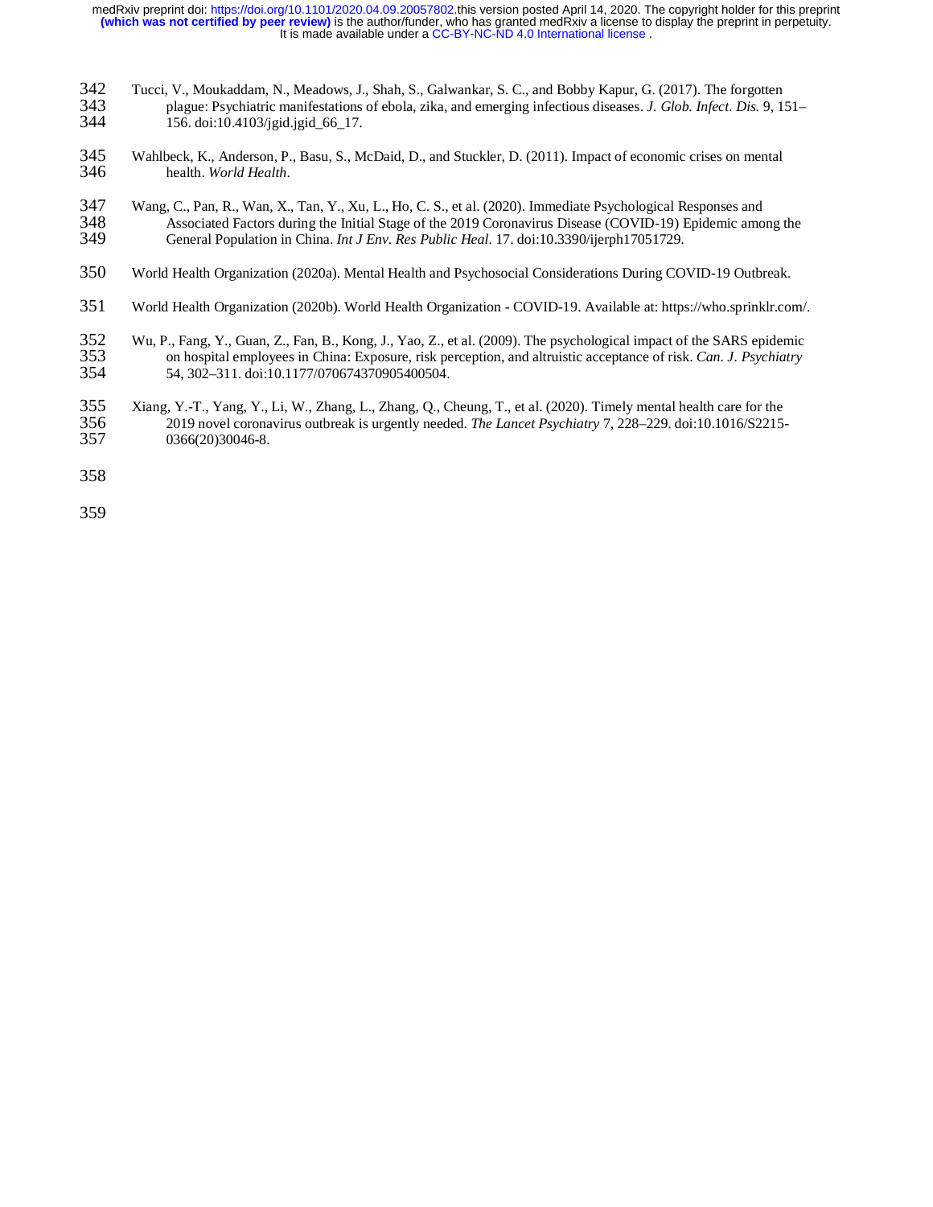Tucci, V., Moukaddam, N., Meadows, J., Shah, S., Galwankar, S. C., and Bobby Kapur, G. (2017). The forgotten plague: Psychiatric manifestations of ebola, zika, and emerging infectious diseases. *J. Glob. Infect. Dis.* 9, 151–156. doi:10.4103/jgid.jgid_66_17.

Wahlbeck, K., Anderson, P., Basu, S., McDaid, D., and Stuckler, D. (2011). Impact of economic crises on mental health. *World Health*.

Wang, C., Pan, R., Wan, X., Tan, Y., Xu, L., Ho, C. S., et al. (2020). Immediate Psychological Responses and Associated Factors during the Initial Stage of the 2019 Coronavirus Disease (COVID-19) Epidemic among the General Population in China. *Int J Env. Res Public Heal.* 17. doi:10.3390/ijerph17051729.

World Health Organization (2020a). Mental Health and Psychosocial Considerations During COVID-19 Outbreak.

World Health Organization (2020b). World Health Organization - COVID-19. Available at: https://who.sprinklr.com/.

Wu, P., Fang, Y., Guan, Z., Fan, B., Kong, J., Yao, Z., et al. (2009). The psychological impact of the SARS epidemic on hospital employees in China: Exposure, risk perception, and altruistic acceptance of risk. *Can. J. Psychiatry* 54, 302–311. doi:10.1177/070674370905400504.

Xiang, Y.-T., Yang, Y., Li, W., Zhang, L., Zhang, Q., Cheung, T., et al. (2020). Timely mental health care for the 2019 novel coronavirus outbreak is urgently needed. *The Lancet Psychiatry* 7, 228–229. doi:10.1016/S2215-0366(20)30046-8.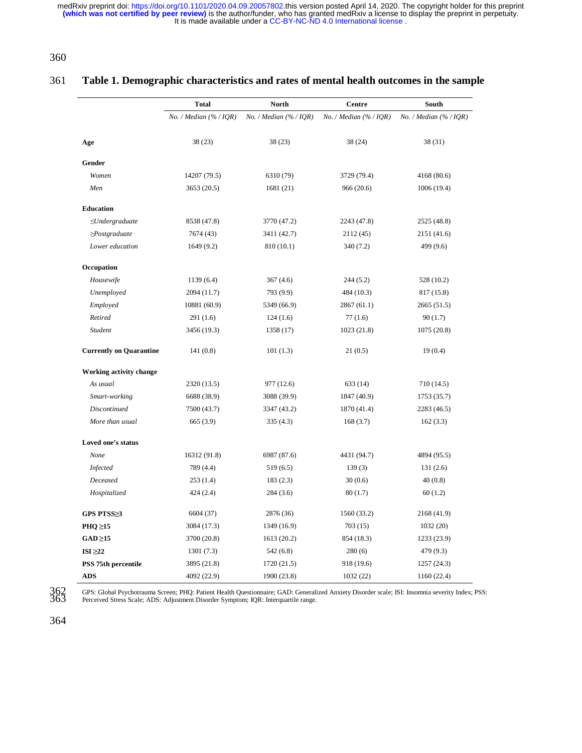**Table 1. Demographic characteristics and rates of mental health outcomes in the sample**

| | Total | North | Centre | South |
|---|---|---|---|---|
| | *No. / Median (% / IQR)* | *No. / Median (% / IQR)* | *No. / Median (% / IQR)* | *No. / Median (% / IQR)* |
| **Age** | 38 (23) | 38 (23) | 38 (24) | 38 (31) |
| **Gender** | | | | |
| *Women* | 14207 (79.5) | 6310 (79) | 3729 (79.4) | 4168 (80.6) |
| *Men* | 3653 (20.5) | 1681 (21) | 966 (20.6) | 1006 (19.4) |
| **Education** | | | | |
| *≤Undergraduate* | 8538 (47.8) | 3770 (47.2) | 2243 (47.8) | 2525 (48.8) |
| *≥Postgraduate* | 7674 (43) | 3411 (42.7) | 2112 (45) | 2151 (41.6) |
| *Lower education* | 1649 (9.2) | 810 (10.1) | 340 (7.2) | 499 (9.6) |
| **Occupation** | | | | |
| *Housewife* | 1139 (6.4) | 367 (4.6) | 244 (5.2) | 528 (10.2) |
| *Unemployed* | 2094 (11.7) | 793 (9.9) | 484 (10.3) | 817 (15.8) |
| *Employed* | 10881 (60.9) | 5349 (66.9) | 2867 (61.1) | 2665 (51.5) |
| *Retired* | 291 (1.6) | 124 (1.6) | 77 (1.6) | 90 (1.7) |
| *Student* | 3456 (19.3) | 1358 (17) | 1023 (21.8) | 1075 (20.8) |
| **Currently on Quarantine** | 141 (0.8) | 101 (1.3) | 21 (0.5) | 19 (0.4) |
| **Working activity change** | | | | |
| *As usual* | 2320 (13.5) | 977 (12.6) | 633 (14) | 710 (14.5) |
| *Smart-working* | 6688 (38.9) | 3088 (39.9) | 1847 (40.9) | 1753 (35.7) |
| *Discontinued* | 7500 (43.7) | 3347 (43.2) | 1870 (41.4) | 2283 (46.5) |
| *More than usual* | 665 (3.9) | 335 (4.3) | 168 (3.7) | 162 (3.3) |
| **Loved one's status** | | | | |
| *None* | 16312 (91.8) | 6987 (87.6) | 4431 (94.7) | 4894 (95.5) |
| *Infected* | 789 (4.4) | 519 (6.5) | 139 (3) | 131 (2.6) |
| *Deceased* | 253 (1.4) | 183 (2.3) | 30 (0.6) | 40 (0.8) |
| *Hospitalized* | 424 (2.4) | 284 (3.6) | 80 (1.7) | 60 (1.2) |
| **GPS PTSS≥3** | 6604 (37) | 2876 (36) | 1560 (33.2) | 2168 (41.9) |
| **PHQ ≥15** | 3084 (17.3) | 1349 (16.9) | 703 (15) | 1032 (20) |
| **GAD ≥15** | 3700 (20.8) | 1613 (20.2) | 854 (18.3) | 1233 (23.9) |
| **ISI ≥22** | 1301 (7.3) | 542 (6.8) | 280 (6) | 479 (9.3) |
| **PSS 75th percentile** | 3895 (21.8) | 1720 (21.5) | 918 (19.6) | 1257 (24.3) |
| **ADS** | 4092 (22.9) | 1900 (23.8) | 1032 (22) | 1160 (22.4) |

GPS: Global Psychotrauma Screen; PHQ: Patient Health Questionnaire; GAD: Generalized Anxiety Disorder scale; ISI: Insomnia severity Index; PSS: Perceived Stress Scale; ADS: Adjustment Disorder Symptom; IQR: Interquartile range.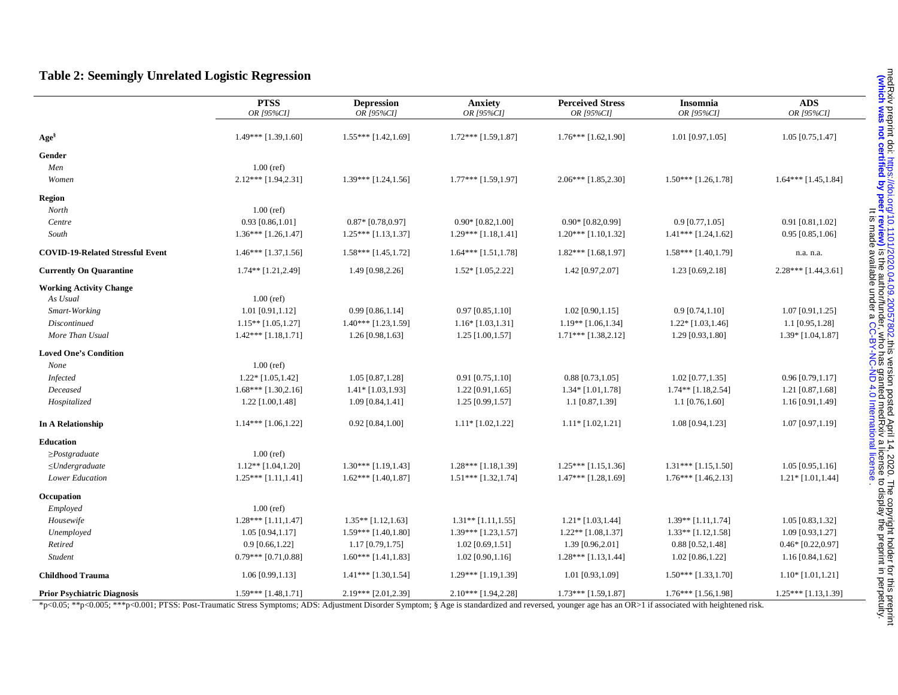## Table 2: Seemingly Unrelated Logistic Regression

| | PTSS<br>*OR [95%CI]* | Depression<br>*OR [95%CI]* | Anxiety<br>*OR [95%CI]* | Perceived Stress<br>*OR [95%CI]* | Insomnia<br>*OR [95%CI]* | ADS<br>*OR [95%CI]* |
|---|---|---|---|---|---|---|
| **Age**§ | 1.49*** [1.39,1.60] | 1.55*** [1.42,1.69] | 1.72*** [1.59,1.87] | 1.76*** [1.62,1.90] | 1.01 [0.97,1.05] | 1.05 [0.75,1.47] |
| **Gender** | | | | | | |
| *Men* | 1.00 (ref) | | | | | |
| *Women* | 2.12*** [1.94,2.31] | 1.39*** [1.24,1.56] | 1.77*** [1.59,1.97] | 2.06*** [1.85,2.30] | 1.50*** [1.26,1.78] | 1.64*** [1.45,1.84] |
| **Region** | | | | | | |
| *North* | 1.00 (ref) | | | | | |
| *Centre* | 0.93 [0.86,1.01] | 0.87* [0.78,0.97] | 0.90* [0.82,1.00] | 0.90* [0.82,0.99] | 0.9 [0.77,1.05] | 0.91 [0.81,1.02] |
| *South* | 1.36*** [1.26,1.47] | 1.25*** [1.13,1.37] | 1.29*** [1.18,1.41] | 1.20*** [1.10,1.32] | 1.41*** [1.24,1.62] | 0.95 [0.85,1.06] |
| **COVID-19-Related Stressful Event** | 1.46*** [1.37,1.56] | 1.58*** [1.45,1.72] | 1.64*** [1.51,1.78] | 1.82*** [1.68,1.97] | 1.58*** [1.40,1.79] | n.a. n.a. |
| **Currently On Quarantine** | 1.74** [1.21,2.49] | 1.49 [0.98,2.26] | 1.52* [1.05,2.22] | 1.42 [0.97,2.07] | 1.23 [0.69,2.18] | 2.28*** [1.44,3.61] |
| **Working Activity Change** | | | | | | |
| *As Usual* | 1.00 (ref) | | | | | |
| *Smart-Working* | 1.01 [0.91,1.12] | 0.99 [0.86,1.14] | 0.97 [0.85,1.10] | 1.02 [0.90,1.15] | 0.9 [0.74,1.10] | 1.07 [0.91,1.25] |
| *Discontinued* | 1.15** [1.05,1.27] | 1.40*** [1.23,1.59] | 1.16* [1.03,1.31] | 1.19** [1.06,1.34] | 1.22* [1.03,1.46] | 1.1 [0.95,1.28] |
| *More Than Usual* | 1.42*** [1.18,1.71] | 1.26 [0.98,1.63] | 1.25 [1.00,1.57] | 1.71*** [1.38,2.12] | 1.29 [0.93,1.80] | 1.39* [1.04,1.87] |
| **Loved One's Condition** | | | | | | |
| *None* | 1.00 (ref) | | | | | |
| *Infected* | 1.22* [1.05,1.42] | 1.05 [0.87,1.28] | 0.91 [0.75,1.10] | 0.88 [0.73,1.05] | 1.02 [0.77,1.35] | 0.96 [0.79,1.17] |
| *Deceased* | 1.68*** [1.30,2.16] | 1.41* [1.03,1.93] | 1.22 [0.91,1.65] | 1.34* [1.01,1.78] | 1.74** [1.18,2.54] | 1.21 [0.87,1.68] |
| *Hospitalized* | 1.22 [1.00,1.48] | 1.09 [0.84,1.41] | 1.25 [0.99,1.57] | 1.1 [0.87,1.39] | 1.1 [0.76,1.60] | 1.16 [0.91,1.49] |
| **In A Relationship** | 1.14*** [1.06,1.22] | 0.92 [0.84,1.00] | 1.11* [1.02,1.22] | 1.11* [1.02,1.21] | 1.08 [0.94,1.23] | 1.07 [0.97,1.19] |
| **Education** | | | | | | |
| *≥Postgraduate* | 1.00 (ref) | | | | | |
| *≤Undergraduate* | 1.12** [1.04,1.20] | 1.30*** [1.19,1.43] | 1.28*** [1.18,1.39] | 1.25*** [1.15,1.36] | 1.31*** [1.15,1.50] | 1.05 [0.95,1.16] |
| *Lower Education* | 1.25*** [1.11,1.41] | 1.62*** [1.40,1.87] | 1.51*** [1.32,1.74] | 1.47*** [1.28,1.69] | 1.76*** [1.46,2.13] | 1.21* [1.01,1.44] |
| **Occupation** | | | | | | |
| *Employed* | 1.00 (ref) | | | | | |
| *Housewife* | 1.28*** [1.11,1.47] | 1.35** [1.12,1.63] | 1.31** [1.11,1.55] | 1.21* [1.03,1.44] | 1.39** [1.11,1.74] | 1.05 [0.83,1.32] |
| *Unemployed* | 1.05 [0.94,1.17] | 1.59*** [1.40,1.80] | 1.39*** [1.23,1.57] | 1.22** [1.08,1.37] | 1.33** [1.12,1.58] | 1.09 [0.93,1.27] |
| *Retired* | 0.9 [0.66,1.22] | 1.17 [0.79,1.75] | 1.02 [0.69,1.51] | 1.39 [0.96,2.01] | 0.88 [0.52,1.48] | 0.46* [0.22,0.97] |
| *Student* | 0.79*** [0.71,0.88] | 1.60*** [1.41,1.83] | 1.02 [0.90,1.16] | 1.28*** [1.13,1.44] | 1.02 [0.86,1.22] | 1.16 [0.84,1.62] |
| **Childhood Trauma** | 1.06 [0.99,1.13] | 1.41*** [1.30,1.54] | 1.29*** [1.19,1.39] | 1.01 [0.93,1.09] | 1.50*** [1.33,1.70] | 1.10* [1.01,1.21] |
| **Prior Psychiatric Diagnosis** | 1.59*** [1.48,1.71] | 2.19*** [2.01,2.39] | 2.10*** [1.94,2.28] | 1.73*** [1.59,1.87] | 1.76*** [1.56,1.98] | 1.25*** [1.13,1.39] |

*p<0.05; **p<0.005; ***p<0.001; PTSS: Post-Traumatic Stress Symptoms; ADS: Adjustment Disorder Symptom; § Age is standardized and reversed, younger age has an OR>1 if associated with heightened risk.